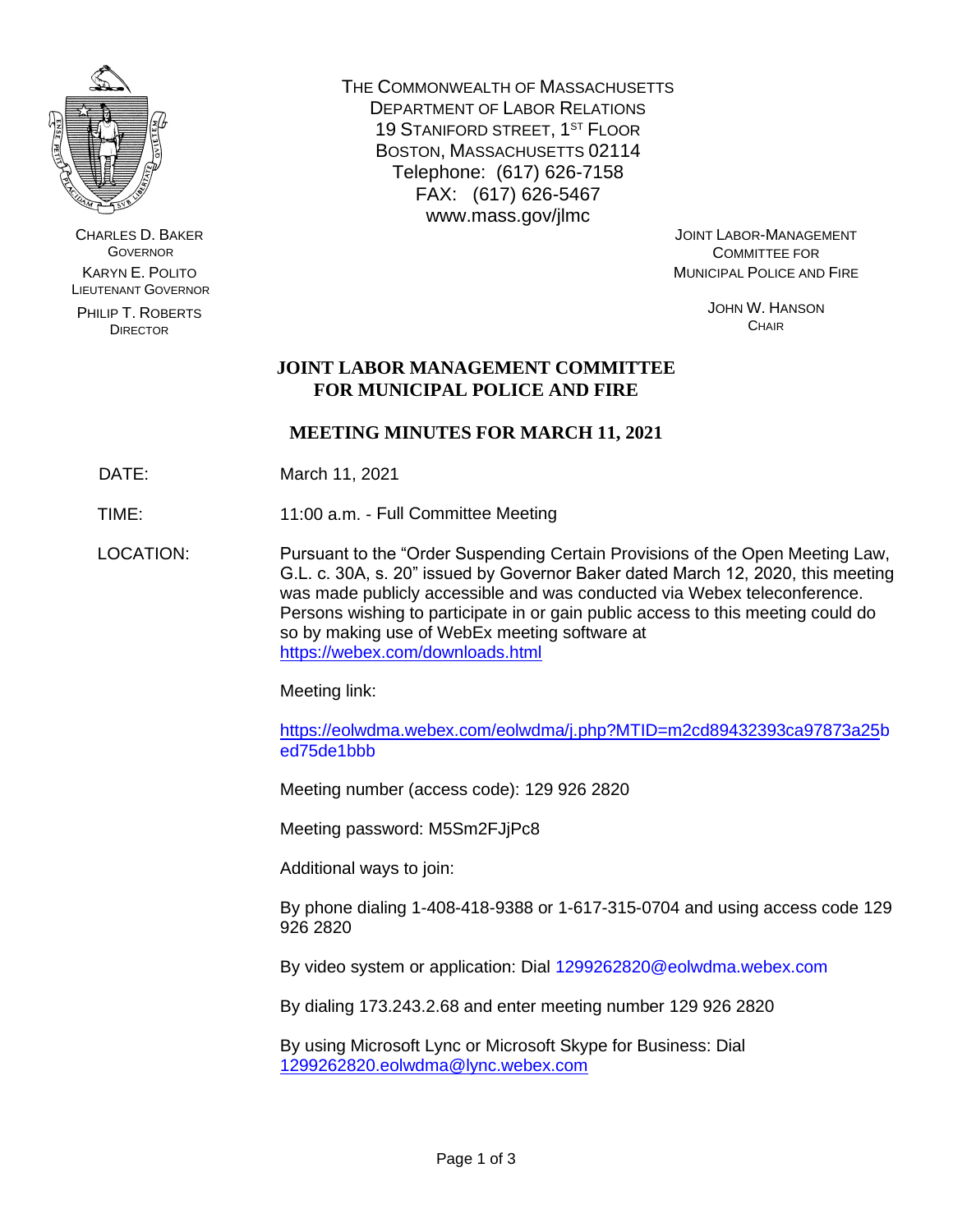THE COMMONWEALTH OF MASSACHUSETTS
DEPARTMENT OF LABOR RELATIONS
19 STANIFORD STREET, 1ST FLOOR
BOSTON, MASSACHUSETTS 02114
Telephone: (617) 626-7158
FAX: (617) 626-5467
www.mass.gov/jlmc

CHARLES D. BAKER
GOVERNOR

KARYN E. POLITO
LIEUTENANT GOVERNOR

PHILIP T. ROBERTS
DIRECTOR

JOINT LABOR-MANAGEMENT
COMMITTEE FOR
MUNICIPAL POLICE AND FIRE

JOHN W. HANSON
CHAIR

# JOINT LABOR MANAGEMENT COMMITTEE FOR MUNICIPAL POLICE AND FIRE

## MEETING MINUTES FOR MARCH 11, 2021

DATE: March 11, 2021

TIME: 11:00 a.m. - Full Committee Meeting

LOCATION: Pursuant to the "Order Suspending Certain Provisions of the Open Meeting Law, G.L. c. 30A, s. 20" issued by Governor Baker dated March 12, 2020, this meeting was made publicly accessible and was conducted via Webex teleconference. Persons wishing to participate in or gain public access to this meeting could do so by making use of WebEx meeting software at https://webex.com/downloads.html

Meeting link:

https://eolwdma.webex.com/eolwdma/j.php?MTID=m2cd89432393ca97873a25bed75de1bbb

Meeting number (access code): 129 926 2820

Meeting password: M5Sm2FJjPc8

Additional ways to join:

By phone dialing 1-408-418-9388 or 1-617-315-0704 and using access code 129 926 2820

By video system or application: Dial 1299262820@eolwdma.webex.com

By dialing 173.243.2.68 and enter meeting number 129 926 2820

By using Microsoft Lync or Microsoft Skype for Business: Dial 1299262820.eolwdma@lync.webex.com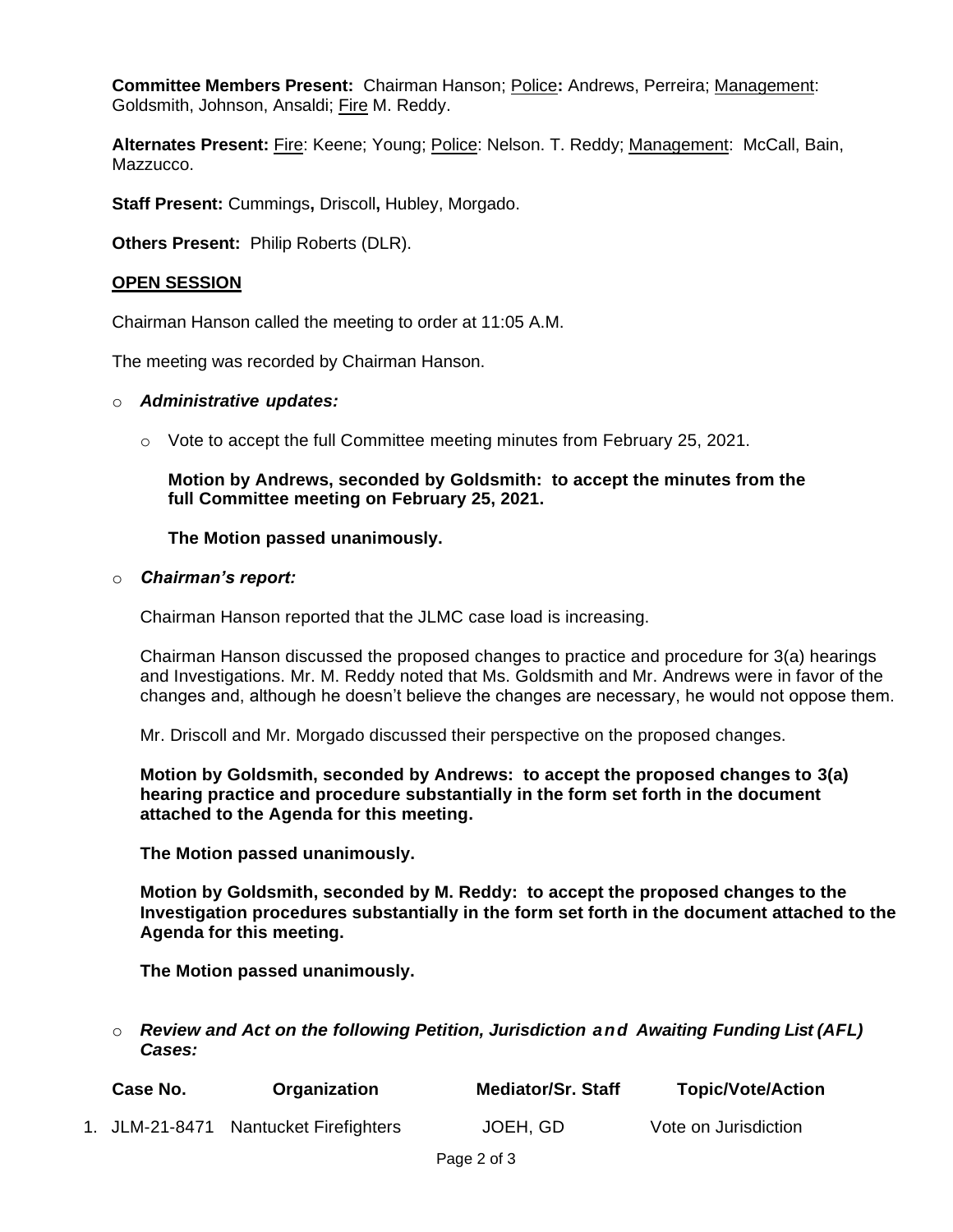**Committee Members Present:** Chairman Hanson; Police**:** Andrews, Perreira; Management: Goldsmith, Johnson, Ansaldi; Fire M. Reddy.

**Alternates Present:** Fire: Keene; Young; Police: Nelson. T. Reddy; Management: McCall, Bain, Mazzucco.

**Staff Present:** Cummings**,** Driscoll**,** Hubley, Morgado.

**Others Present:** Philip Roberts (DLR).

## OPEN SESSION

Chairman Hanson called the meeting to order at 11:05 A.M.

The meeting was recorded by Chairman Hanson.

- ***Administrative updates:***

  - Vote to accept the full Committee meeting minutes from February 25, 2021.

    **Motion by Andrews, seconded by Goldsmith: to accept the minutes from the full Committee meeting on February 25, 2021.**

    **The Motion passed unanimously.**

- ***Chairman's report:***

  Chairman Hanson reported that the JLMC case load is increasing.

  Chairman Hanson discussed the proposed changes to practice and procedure for 3(a) hearings and Investigations. Mr. M. Reddy noted that Ms. Goldsmith and Mr. Andrews were in favor of the changes and, although he doesn't believe the changes are necessary, he would not oppose them.

  Mr. Driscoll and Mr. Morgado discussed their perspective on the proposed changes.

  **Motion by Goldsmith, seconded by Andrews: to accept the proposed changes to 3(a) hearing practice and procedure substantially in the form set forth in the document attached to the Agenda for this meeting.**

  **The Motion passed unanimously.**

  **Motion by Goldsmith, seconded by M. Reddy: to accept the proposed changes to the Investigation procedures substantially in the form set forth in the document attached to the Agenda for this meeting.**

  **The Motion passed unanimously.**

- ***Review and Act on the following Petition, Jurisdiction and Awaiting Funding List (AFL) Cases:***

| | Case No. | Organization | Mediator/Sr. Staff | Topic/Vote/Action |
|---|---|---|---|---|
| 1. | JLM-21-8471 | Nantucket Firefighters | JOEH, GD | Vote on Jurisdiction |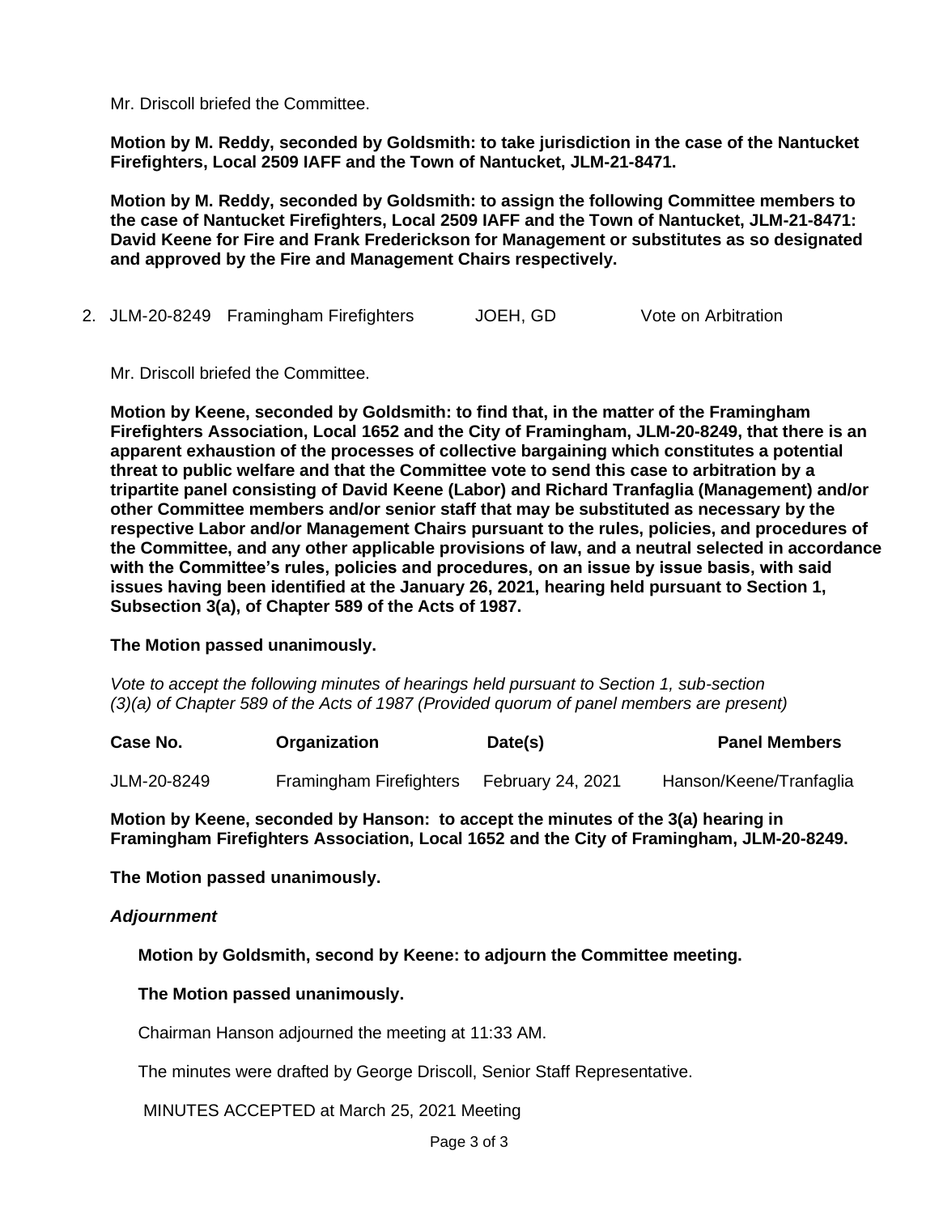Mr. Driscoll briefed the Committee.

**Motion by M. Reddy, seconded by Goldsmith: to take jurisdiction in the case of the Nantucket Firefighters, Local 2509 IAFF and the Town of Nantucket, JLM-21-8471.**

**Motion by M. Reddy, seconded by Goldsmith: to assign the following Committee members to the case of Nantucket Firefighters, Local 2509 IAFF and the Town of Nantucket, JLM-21-8471: David Keene for Fire and Frank Frederickson for Management or substitutes as so designated and approved by the Fire and Management Chairs respectively.**

2. JLM-20-8249 Framingham Firefighters JOEH, GD Vote on Arbitration

Mr. Driscoll briefed the Committee.

**Motion by Keene, seconded by Goldsmith: to find that, in the matter of the Framingham Firefighters Association, Local 1652 and the City of Framingham, JLM-20-8249, that there is an apparent exhaustion of the processes of collective bargaining which constitutes a potential threat to public welfare and that the Committee vote to send this case to arbitration by a tripartite panel consisting of David Keene (Labor) and Richard Tranfaglia (Management) and/or other Committee members and/or senior staff that may be substituted as necessary by the respective Labor and/or Management Chairs pursuant to the rules, policies, and procedures of the Committee, and any other applicable provisions of law, and a neutral selected in accordance with the Committee's rules, policies and procedures, on an issue by issue basis, with said issues having been identified at the January 26, 2021, hearing held pursuant to Section 1, Subsection 3(a), of Chapter 589 of the Acts of 1987.**

**The Motion passed unanimously.**

*Vote to accept the following minutes of hearings held pursuant to Section 1, sub-section (3)(a) of Chapter 589 of the Acts of 1987 (Provided quorum of panel members are present)*

| Case No. | Organization | Date(s) | Panel Members |
|---|---|---|---|
| JLM-20-8249 | Framingham Firefighters | February 24, 2021 | Hanson/Keene/Tranfaglia |

**Motion by Keene, seconded by Hanson: to accept the minutes of the 3(a) hearing in Framingham Firefighters Association, Local 1652 and the City of Framingham, JLM-20-8249.**

**The Motion passed unanimously.**

***Adjournment***

**Motion by Goldsmith, second by Keene: to adjourn the Committee meeting.**

**The Motion passed unanimously.**

Chairman Hanson adjourned the meeting at 11:33 AM.

The minutes were drafted by George Driscoll, Senior Staff Representative.

MINUTES ACCEPTED at March 25, 2021 Meeting